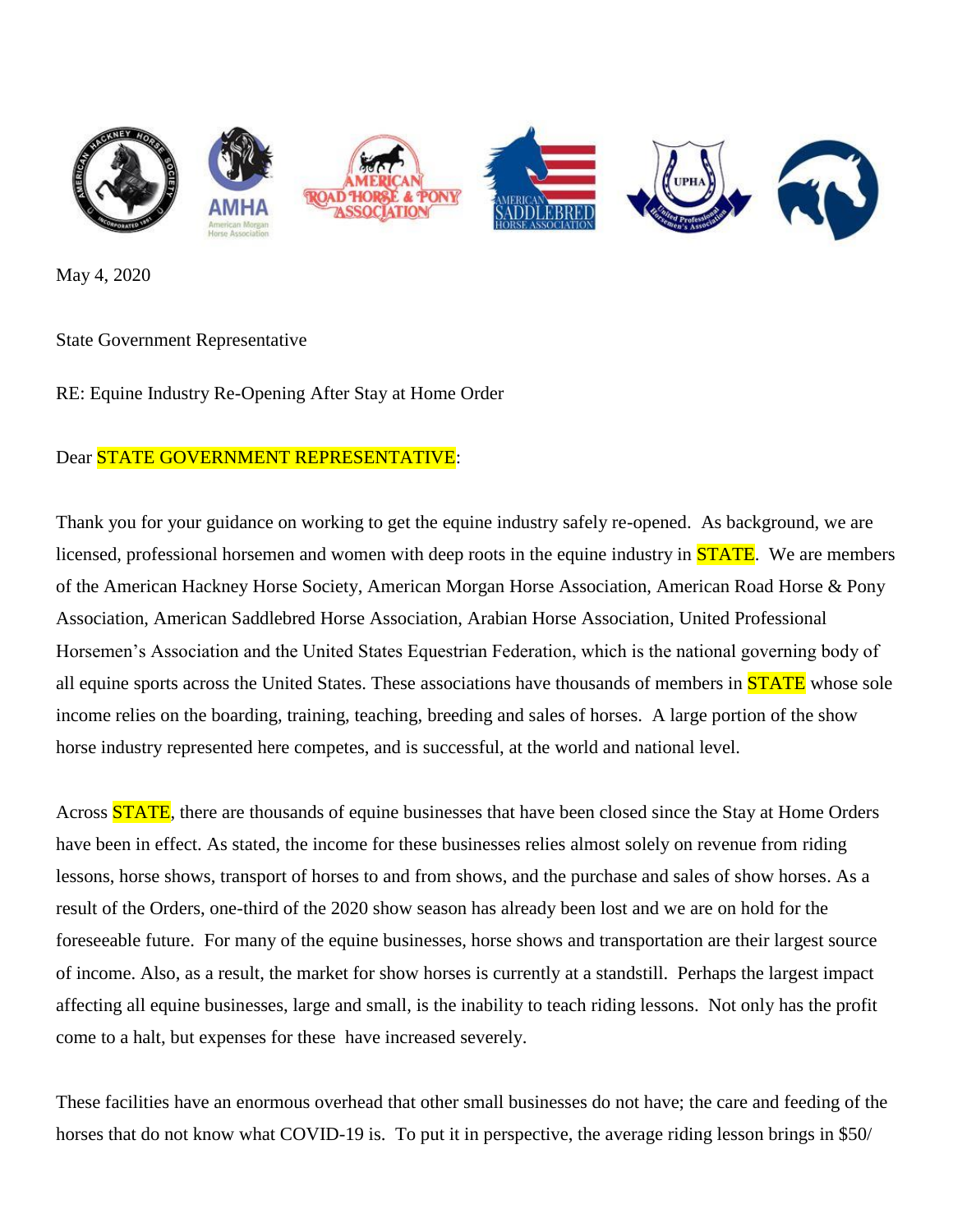May 4, 2020

State Government Representative

RE: Equine Industry Re-Opening After Stay at Home Order

Dear STATE GOVERNMENT REPRESENTATIVE:

Thank you for your guidance on working to get the equine industry safely re-opened. As background, we are licensed, professional horsemen and women with deep roots in the equine industry in STATE. We are members of the American Hackney Horse Society, American Morgan Horse Association, American Road Horse & Pony Association, American Saddlebred Horse Association, Arabian Horse Association, United Professional Horsemen's Association and the United States Equestrian Federation, which is the national governing body of all equine sports across the United States. These associations have thousands of members in STATE whose sole income relies on the boarding, training, teaching, breeding and sales of horses. A large portion of the show horse industry represented here competes, and is successful, at the world and national level.

Across STATE, there are thousands of equine businesses that have been closed since the Stay at Home Orders have been in effect. As stated, the income for these businesses relies almost solely on revenue from riding lessons, horse shows, transport of horses to and from shows, and the purchase and sales of show horses. As a result of the Orders, one-third of the 2020 show season has already been lost and we are on hold for the foreseeable future. For many of the equine businesses, horse shows and transportation are their largest source of income. Also, as a result, the market for show horses is currently at a standstill. Perhaps the largest impact affecting all equine businesses, large and small, is the inability to teach riding lessons. Not only has the profit come to a halt, but expenses for these have increased severely.

These facilities have an enormous overhead that other small businesses do not have; the care and feeding of the horses that do not know what COVID-19 is. To put it in perspective, the average riding lesson brings in $50/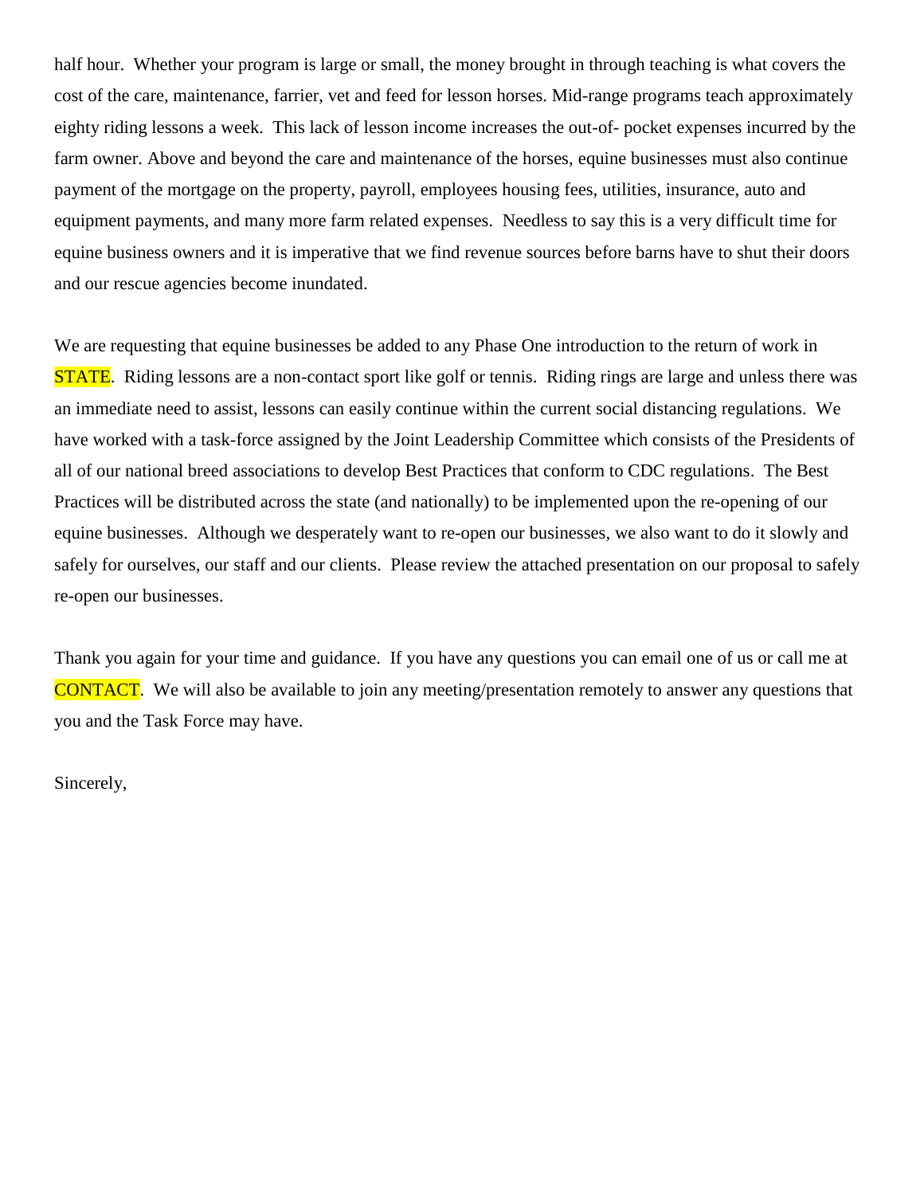half hour. Whether your program is large or small, the money brought in through teaching is what covers the cost of the care, maintenance, farrier, vet and feed for lesson horses. Mid-range programs teach approximately eighty riding lessons a week. This lack of lesson income increases the out-of- pocket expenses incurred by the farm owner. Above and beyond the care and maintenance of the horses, equine businesses must also continue payment of the mortgage on the property, payroll, employees housing fees, utilities, insurance, auto and equipment payments, and many more farm related expenses. Needless to say this is a very difficult time for equine business owners and it is imperative that we find revenue sources before barns have to shut their doors and our rescue agencies become inundated.

We are requesting that equine businesses be added to any Phase One introduction to the return of work in STATE. Riding lessons are a non-contact sport like golf or tennis. Riding rings are large and unless there was an immediate need to assist, lessons can easily continue within the current social distancing regulations. We have worked with a task-force assigned by the Joint Leadership Committee which consists of the Presidents of all of our national breed associations to develop Best Practices that conform to CDC regulations. The Best Practices will be distributed across the state (and nationally) to be implemented upon the re-opening of our equine businesses. Although we desperately want to re-open our businesses, we also want to do it slowly and safely for ourselves, our staff and our clients. Please review the attached presentation on our proposal to safely re-open our businesses.

Thank you again for your time and guidance. If you have any questions you can email one of us or call me at CONTACT. We will also be available to join any meeting/presentation remotely to answer any questions that you and the Task Force may have.

Sincerely,